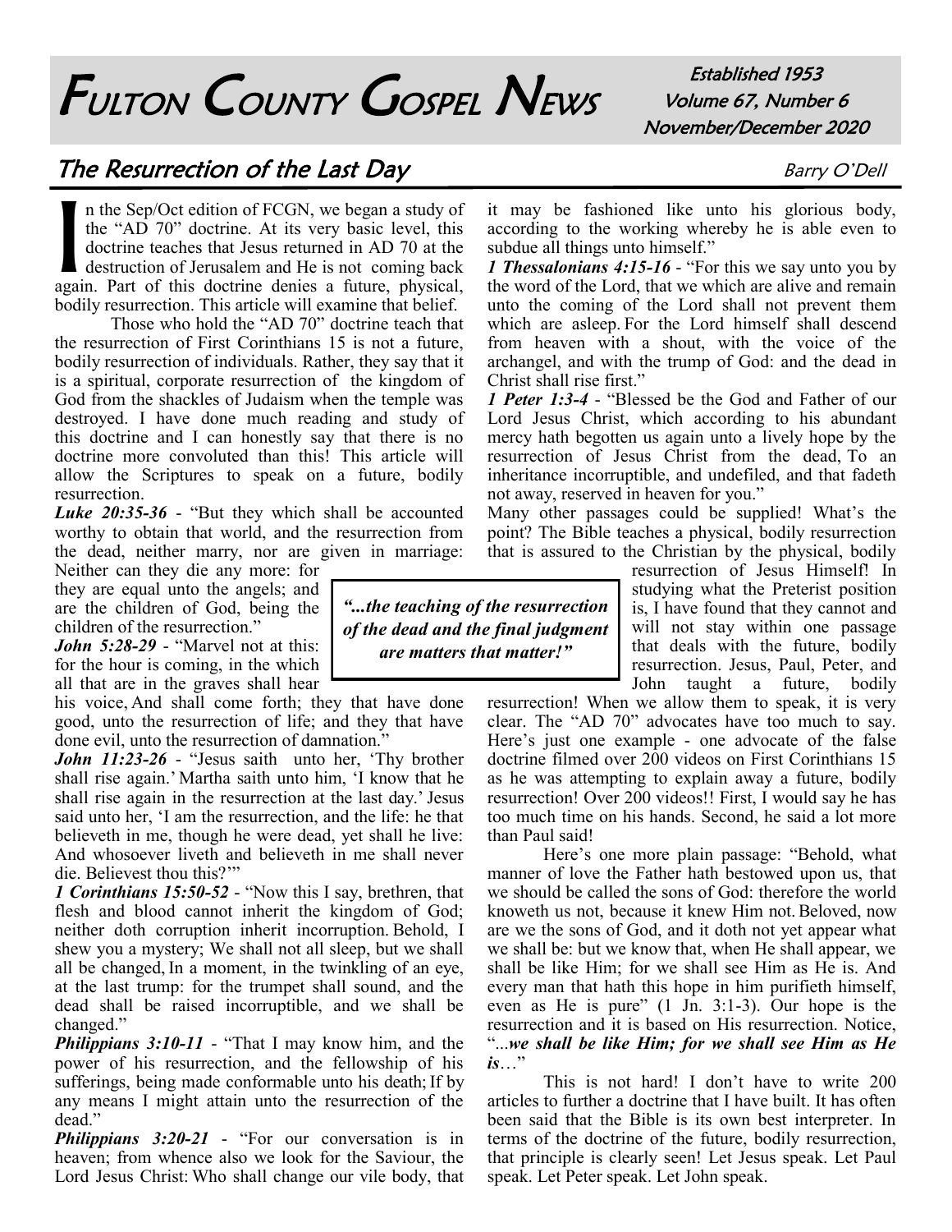# Fulton County Gospel News

Established 1953
Volume 67, Number 6
November/December 2020

## The Resurrection of the Last Day

Barry O'Dell

In the Sep/Oct edition of FCGN, we began a study of the "AD 70" doctrine. At its very basic level, this doctrine teaches that Jesus returned in AD 70 at the destruction of Jerusalem and He is not coming back again. Part of this doctrine denies a future, physical, bodily resurrection. This article will examine that belief.

Those who hold the "AD 70" doctrine teach that the resurrection of First Corinthians 15 is not a future, bodily resurrection of individuals. Rather, they say that it is a spiritual, corporate resurrection of the kingdom of God from the shackles of Judaism when the temple was destroyed. I have done much reading and study of this doctrine and I can honestly say that there is no doctrine more convoluted than this! This article will allow the Scriptures to speak on a future, bodily resurrection.

***Luke 20:35-36*** - "But they which shall be accounted worthy to obtain that world, and the resurrection from the dead, neither marry, nor are given in marriage: Neither can they die any more: for they are equal unto the angels; and are the children of God, being the children of the resurrection."

***John 5:28-29*** - "Marvel not at this: for the hour is coming, in the which all that are in the graves shall hear his voice, And shall come forth; they that have done good, unto the resurrection of life; and they that have done evil, unto the resurrection of damnation."

***John 11:23-26*** - "Jesus saith unto her, 'Thy brother shall rise again.' Martha saith unto him, 'I know that he shall rise again in the resurrection at the last day.' Jesus said unto her, 'I am the resurrection, and the life: he that believeth in me, though he were dead, yet shall he live: And whosoever liveth and believeth in me shall never die. Believest thou this?'"

***1 Corinthians 15:50-52*** - "Now this I say, brethren, that flesh and blood cannot inherit the kingdom of God; neither doth corruption inherit incorruption. Behold, I shew you a mystery; We shall not all sleep, but we shall all be changed, In a moment, in the twinkling of an eye, at the last trump: for the trumpet shall sound, and the dead shall be raised incorruptible, and we shall be changed."

***Philippians 3:10-11*** - "That I may know him, and the power of his resurrection, and the fellowship of his sufferings, being made conformable unto his death; If by any means I might attain unto the resurrection of the dead."

***Philippians 3:20-21*** - "For our conversation is in heaven; from whence also we look for the Saviour, the Lord Jesus Christ: Who shall change our vile body, that it may be fashioned like unto his glorious body, according to the working whereby he is able even to subdue all things unto himself."

***1 Thessalonians 4:15-16*** - "For this we say unto you by the word of the Lord, that we which are alive and remain unto the coming of the Lord shall not prevent them which are asleep. For the Lord himself shall descend from heaven with a shout, with the voice of the archangel, and with the trump of God: and the dead in Christ shall rise first."

***1 Peter 1:3-4*** - "Blessed be the God and Father of our Lord Jesus Christ, which according to his abundant mercy hath begotten us again unto a lively hope by the resurrection of Jesus Christ from the dead, To an inheritance incorruptible, and undefiled, and that fadeth not away, reserved in heaven for you."

Many other passages could be supplied! What's the point? The Bible teaches a physical, bodily resurrection that is assured to the Christian by the physical, bodily resurrection of Jesus Himself! In studying what the Preterist position is, I have found that they cannot and will not stay within one passage that deals with the future, bodily resurrection. Jesus, Paul, Peter, and John taught a future, bodily resurrection! When we allow them to speak, it is very clear. The "AD 70" advocates have too much to say. Here's just one example - one advocate of the false doctrine filmed over 200 videos on First Corinthians 15 as he was attempting to explain away a future, bodily resurrection! Over 200 videos!! First, I would say he has too much time on his hands. Second, he said a lot more than Paul said!

> ***"...the teaching of the resurrection of the dead and the final judgment are matters that matter!"***

Here's one more plain passage: "Behold, what manner of love the Father hath bestowed upon us, that we should be called the sons of God: therefore the world knoweth us not, because it knew Him not. Beloved, now are we the sons of God, and it doth not yet appear what we shall be: but we know that, when He shall appear, we shall be like Him; for we shall see Him as He is. And every man that hath this hope in him purifieth himself, even as He is pure" (1 Jn. 3:1-3). Our hope is the resurrection and it is based on His resurrection. Notice, "*...**we shall be like Him; for we shall see Him as He is***…"

This is not hard! I don't have to write 200 articles to further a doctrine that I have built. It has often been said that the Bible is its own best interpreter. In terms of the doctrine of the future, bodily resurrection, that principle is clearly seen! Let Jesus speak. Let Paul speak. Let Peter speak. Let John speak.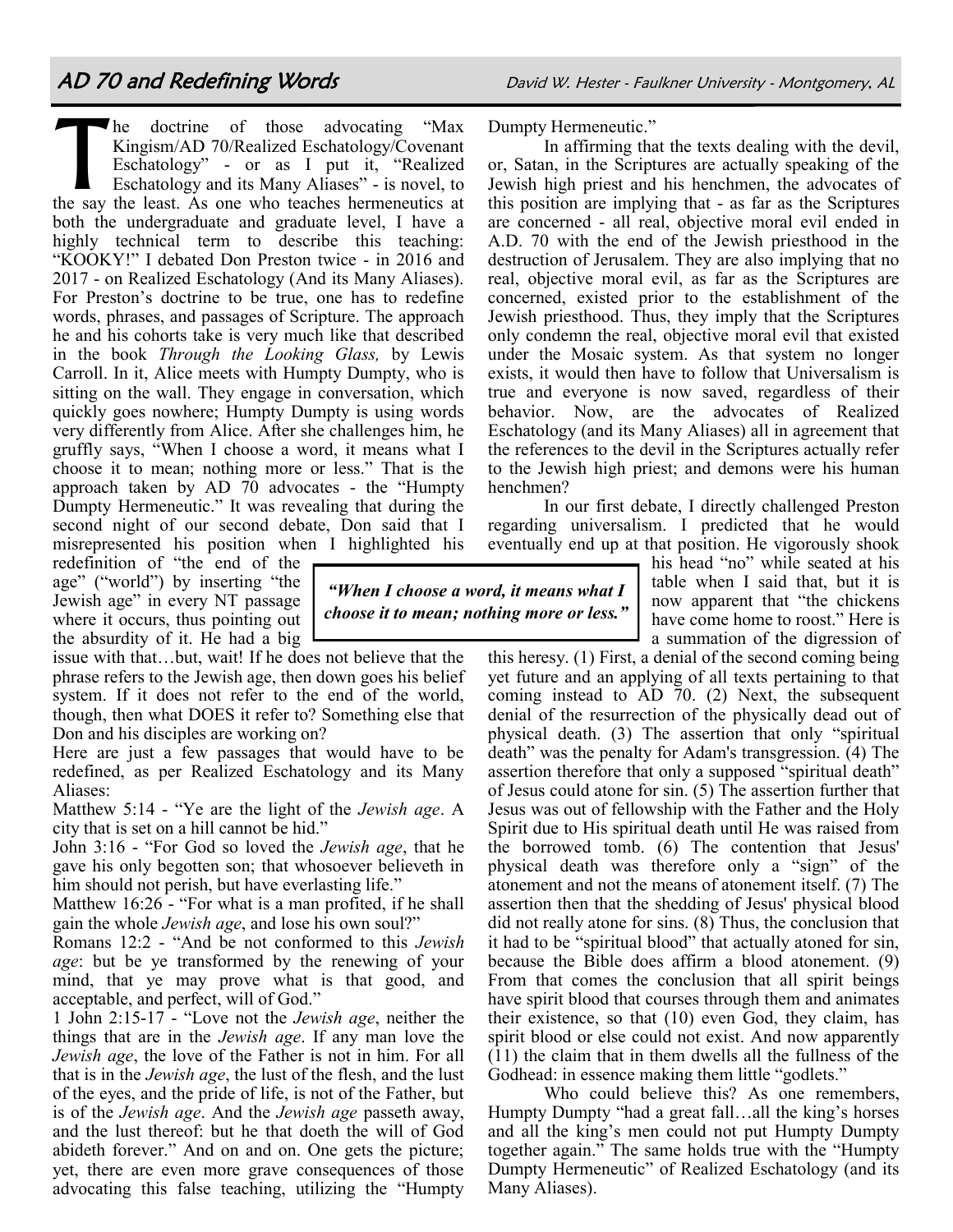## AD 70 and Redefining Words

David W. Hester - Faulkner University - Montgomery, AL

The doctrine of those advocating "Max Kingism/AD 70/Realized Eschatology/Covenant Eschatology" - or as I put it, "Realized Eschatology and its Many Aliases" - is novel, to the say the least. As one who teaches hermeneutics at both the undergraduate and graduate level, I have a highly technical term to describe this teaching: "KOOKY!" I debated Don Preston twice - in 2016 and 2017 - on Realized Eschatology (And its Many Aliases). For Preston's doctrine to be true, one has to redefine words, phrases, and passages of Scripture. The approach he and his cohorts take is very much like that described in the book *Through the Looking Glass,* by Lewis Carroll. In it, Alice meets with Humpty Dumpty, who is sitting on the wall. They engage in conversation, which quickly goes nowhere; Humpty Dumpty is using words very differently from Alice. After she challenges him, he gruffly says, "When I choose a word, it means what I choose it to mean; nothing more or less." That is the approach taken by AD 70 advocates - the "Humpty Dumpty Hermeneutic." It was revealing that during the second night of our second debate, Don said that I misrepresented his position when I highlighted his redefinition of "the end of the age" ("world") by inserting "the Jewish age" in every NT passage where it occurs, thus pointing out the absurdity of it. He had a big issue with that…but, wait! If he does not believe that the phrase refers to the Jewish age, then down goes his belief system. If it does not refer to the end of the world, though, then what DOES it refer to? Something else that Don and his disciples are working on?

> ***"When I choose a word, it means what I choose it to mean; nothing more or less."***

Here are just a few passages that would have to be redefined, as per Realized Eschatology and its Many Aliases:

Matthew 5:14 - "Ye are the light of the *Jewish age*. A city that is set on a hill cannot be hid."

John 3:16 - "For God so loved the *Jewish age*, that he gave his only begotten son; that whosoever believeth in him should not perish, but have everlasting life."

Matthew 16:26 - "For what is a man profited, if he shall gain the whole *Jewish age*, and lose his own soul?"

Romans 12:2 - "And be not conformed to this *Jewish age*: but be ye transformed by the renewing of your mind, that ye may prove what is that good, and acceptable, and perfect, will of God."

1 John 2:15-17 - "Love not the *Jewish age*, neither the things that are in the *Jewish age*. If any man love the *Jewish age*, the love of the Father is not in him. For all that is in the *Jewish age*, the lust of the flesh, and the lust of the eyes, and the pride of life, is not of the Father, but is of the *Jewish age*. And the *Jewish age* passeth away, and the lust thereof: but he that doeth the will of God abideth forever." And on and on. One gets the picture; yet, there are even more grave consequences of those advocating this false teaching, utilizing the "Humpty Dumpty Hermeneutic."

In affirming that the texts dealing with the devil, or, Satan, in the Scriptures are actually speaking of the Jewish high priest and his henchmen, the advocates of this position are implying that - as far as the Scriptures are concerned - all real, objective moral evil ended in A.D. 70 with the end of the Jewish priesthood in the destruction of Jerusalem. They are also implying that no real, objective moral evil, as far as the Scriptures are concerned, existed prior to the establishment of the Jewish priesthood. Thus, they imply that the Scriptures only condemn the real, objective moral evil that existed under the Mosaic system. As that system no longer exists, it would then have to follow that Universalism is true and everyone is now saved, regardless of their behavior. Now, are the advocates of Realized Eschatology (and its Many Aliases) all in agreement that the references to the devil in the Scriptures actually refer to the Jewish high priest; and demons were his human henchmen?

In our first debate, I directly challenged Preston regarding universalism. I predicted that he would eventually end up at that position. He vigorously shook his head "no" while seated at his table when I said that, but it is now apparent that "the chickens have come home to roost." Here is a summation of the digression of this heresy. (1) First, a denial of the second coming being yet future and an applying of all texts pertaining to that coming instead to AD 70. (2) Next, the subsequent denial of the resurrection of the physically dead out of physical death. (3) The assertion that only "spiritual death" was the penalty for Adam's transgression. (4) The assertion therefore that only a supposed "spiritual death" of Jesus could atone for sin. (5) The assertion further that Jesus was out of fellowship with the Father and the Holy Spirit due to His spiritual death until He was raised from the borrowed tomb. (6) The contention that Jesus' physical death was therefore only a "sign" of the atonement and not the means of atonement itself. (7) The assertion then that the shedding of Jesus' physical blood did not really atone for sins. (8) Thus, the conclusion that it had to be "spiritual blood" that actually atoned for sin, because the Bible does affirm a blood atonement. (9) From that comes the conclusion that all spirit beings have spirit blood that courses through them and animates their existence, so that (10) even God, they claim, has spirit blood or else could not exist. And now apparently (11) the claim that in them dwells all the fullness of the Godhead: in essence making them little "godlets."

Who could believe this? As one remembers, Humpty Dumpty "had a great fall…all the king's horses and all the king's men could not put Humpty Dumpty together again." The same holds true with the "Humpty Dumpty Hermeneutic" of Realized Eschatology (and its Many Aliases).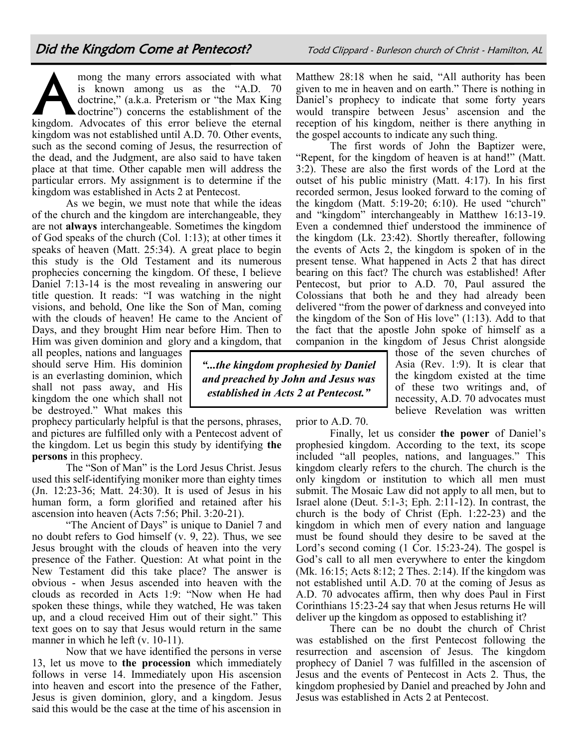# Did the Kingdom Come at Pentecost?

Todd Clippard - Burleson church of Christ - Hamilton, AL

Among the many errors associated with what is known among us as the "A.D. 70 doctrine," (a.k.a. Preterism or "the Max King doctrine") concerns the establishment of the kingdom. Advocates of this error believe the eternal kingdom was not established until A.D. 70. Other events, such as the second coming of Jesus, the resurrection of the dead, and the Judgment, are also said to have taken place at that time. Other capable men will address the particular errors. My assignment is to determine if the kingdom was established in Acts 2 at Pentecost.

As we begin, we must note that while the ideas of the church and the kingdom are interchangeable, they are not **always** interchangeable. Sometimes the kingdom of God speaks of the church (Col. 1:13); at other times it speaks of heaven (Matt. 25:34). A great place to begin this study is the Old Testament and its numerous prophecies concerning the kingdom. Of these, I believe Daniel 7:13-14 is the most revealing in answering our title question. It reads: "I was watching in the night visions, and behold, One like the Son of Man, coming with the clouds of heaven! He came to the Ancient of Days, and they brought Him near before Him. Then to Him was given dominion and glory and a kingdom, that all peoples, nations and languages should serve Him. His dominion is an everlasting dominion, which shall not pass away, and His kingdom the one which shall not be destroyed." What makes this prophecy particularly helpful is that the persons, phrases, and pictures are fulfilled only with a Pentecost advent of the kingdom. Let us begin this study by identifying **the persons** in this prophecy.

The "Son of Man" is the Lord Jesus Christ. Jesus used this self-identifying moniker more than eighty times (Jn. 12:23-36; Matt. 24:30). It is used of Jesus in his human form, a form glorified and retained after his ascension into heaven (Acts 7:56; Phil. 3:20-21).

"The Ancient of Days" is unique to Daniel 7 and no doubt refers to God himself (v. 9, 22). Thus, we see Jesus brought with the clouds of heaven into the very presence of the Father. Question: At what point in the New Testament did this take place? The answer is obvious - when Jesus ascended into heaven with the clouds as recorded in Acts 1:9: "Now when He had spoken these things, while they watched, He was taken up, and a cloud received Him out of their sight." This text goes on to say that Jesus would return in the same manner in which he left (v. 10-11).

Now that we have identified the persons in verse 13, let us move to **the procession** which immediately follows in verse 14. Immediately upon His ascension into heaven and escort into the presence of the Father, Jesus is given dominion, glory, and a kingdom. Jesus said this would be the case at the time of his ascension in Matthew 28:18 when he said, "All authority has been given to me in heaven and on earth." There is nothing in Daniel's prophecy to indicate that some forty years would transpire between Jesus' ascension and the reception of his kingdom, neither is there anything in the gospel accounts to indicate any such thing.

The first words of John the Baptizer were, "Repent, for the kingdom of heaven is at hand!" (Matt. 3:2). These are also the first words of the Lord at the outset of his public ministry (Matt. 4:17). In his first recorded sermon, Jesus looked forward to the coming of the kingdom (Matt. 5:19-20; 6:10). He used "church" and "kingdom" interchangeably in Matthew 16:13-19. Even a condemned thief understood the imminence of the kingdom (Lk. 23:42). Shortly thereafter, following the events of Acts 2, the kingdom is spoken of in the present tense. What happened in Acts 2 that has direct bearing on this fact? The church was established! After Pentecost, but prior to A.D. 70, Paul assured the Colossians that both he and they had already been delivered "from the power of darkness and conveyed into the kingdom of the Son of His love" (1:13). Add to that the fact that the apostle John spoke of himself as a companion in the kingdom of Jesus Christ alongside those of the seven churches of Asia (Rev. 1:9). It is clear that the kingdom existed at the time of these two writings and, of necessity, A.D. 70 advocates must believe Revelation was written prior to A.D. 70.

> ***"...the kingdom prophesied by Daniel and preached by John and Jesus was established in Acts 2 at Pentecost."***

Finally, let us consider **the power** of Daniel's prophesied kingdom. According to the text, its scope included "all peoples, nations, and languages." This kingdom clearly refers to the church. The church is the only kingdom or institution to which all men must submit. The Mosaic Law did not apply to all men, but to Israel alone (Deut. 5:1-3; Eph. 2:11-12). In contrast, the church is the body of Christ (Eph. 1:22-23) and the kingdom in which men of every nation and language must be found should they desire to be saved at the Lord's second coming (1 Cor. 15:23-24). The gospel is God's call to all men everywhere to enter the kingdom (Mk. 16:15; Acts 8:12; 2 Thes. 2:14). If the kingdom was not established until A.D. 70 at the coming of Jesus as A.D. 70 advocates affirm, then why does Paul in First Corinthians 15:23-24 say that when Jesus returns He will deliver up the kingdom as opposed to establishing it?

There can be no doubt the church of Christ was established on the first Pentecost following the resurrection and ascension of Jesus. The kingdom prophecy of Daniel 7 was fulfilled in the ascension of Jesus and the events of Pentecost in Acts 2. Thus, the kingdom prophesied by Daniel and preached by John and Jesus was established in Acts 2 at Pentecost.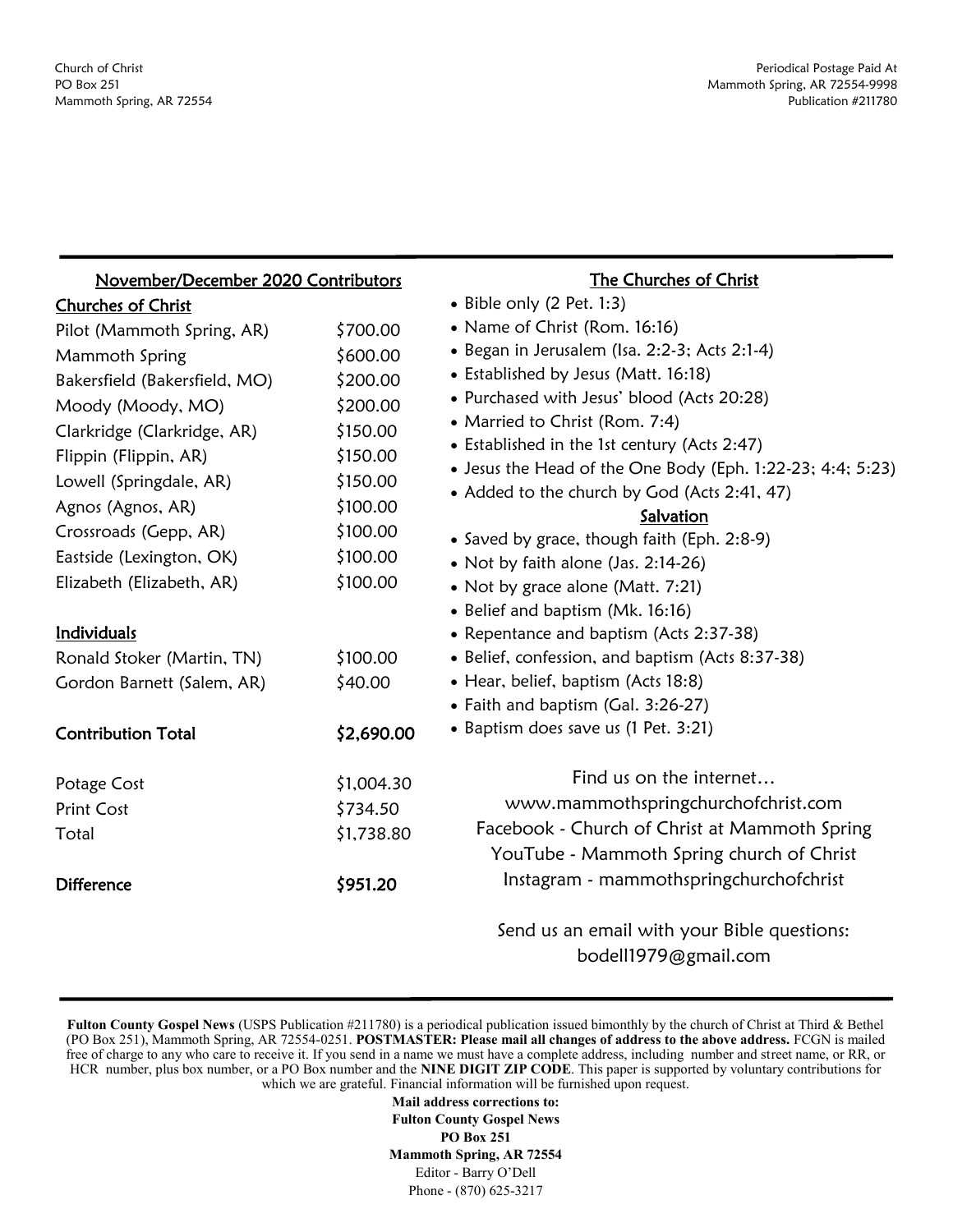Church of Christ
PO Box 251
Mammoth Spring, AR 72554

Periodical Postage Paid At
Mammoth Spring, AR 72554-9998
Publication #211780

## November/December 2020 Contributors

### Churches of Christ

| | |
|---|---|
| Pilot (Mammoth Spring, AR) | $700.00 |
| Mammoth Spring | $600.00 |
| Bakersfield (Bakersfield, MO) | $200.00 |
| Moody (Moody, MO) | $200.00 |
| Clarkridge (Clarkridge, AR) | $150.00 |
| Flippin (Flippin, AR) | $150.00 |
| Lowell (Springdale, AR) | $150.00 |
| Agnos (Agnos, AR) | $100.00 |
| Crossroads (Gepp, AR) | $100.00 |
| Eastside (Lexington, OK) | $100.00 |
| Elizabeth (Elizabeth, AR) | $100.00 |

### Individuals

| | |
|---|---|
| Ronald Stoker (Martin, TN) | $100.00 |
| Gordon Barnett (Salem, AR) | $40.00 |

| | |
|---|---|
| **Contribution Total** | **$2,690.00** |
| Potage Cost | $1,004.30 |
| Print Cost | $734.50 |
| Total | $1,738.80 |
| **Difference** | **$951.20** |

## The Churches of Christ

- Bible only (2 Pet. 1:3)
- Name of Christ (Rom. 16:16)
- Began in Jerusalem (Isa. 2:2-3; Acts 2:1-4)
- Established by Jesus (Matt. 16:18)
- Purchased with Jesus' blood (Acts 20:28)
- Married to Christ (Rom. 7:4)
- Established in the 1st century (Acts 2:47)
- Jesus the Head of the One Body (Eph. 1:22-23; 4:4; 5:23)
- Added to the church by God (Acts 2:41, 47)

## Salvation

- Saved by grace, though faith (Eph. 2:8-9)
- Not by faith alone (Jas. 2:14-26)
- Not by grace alone (Matt. 7:21)
- Belief and baptism (Mk. 16:16)
- Repentance and baptism (Acts 2:37-38)
- Belief, confession, and baptism (Acts 8:37-38)
- Hear, belief, baptism (Acts 18:8)
- Faith and baptism (Gal. 3:26-27)
- Baptism does save us (1 Pet. 3:21)

Find us on the internet…
www.mammothspringchurchofchrist.com
Facebook - Church of Christ at Mammoth Spring
YouTube - Mammoth Spring church of Christ
Instagram - mammothspringchurchofchrist

Send us an email with your Bible questions:
bodell1979@gmail.com

**Fulton County Gospel News** (USPS Publication #211780) is a periodical publication issued bimonthly by the church of Christ at Third & Bethel (PO Box 251), Mammoth Spring, AR 72554-0251. **POSTMASTER: Please mail all changes of address to the above address.** FCGN is mailed free of charge to any who care to receive it. If you send in a name we must have a complete address, including number and street name, or RR, or HCR number, plus box number, or a PO Box number and the **NINE DIGIT ZIP CODE**. This paper is supported by voluntary contributions for which we are grateful. Financial information will be furnished upon request.

**Mail address corrections to:**
**Fulton County Gospel News**
**PO Box 251**
**Mammoth Spring, AR 72554**
Editor - Barry O'Dell
Phone - (870) 625-3217